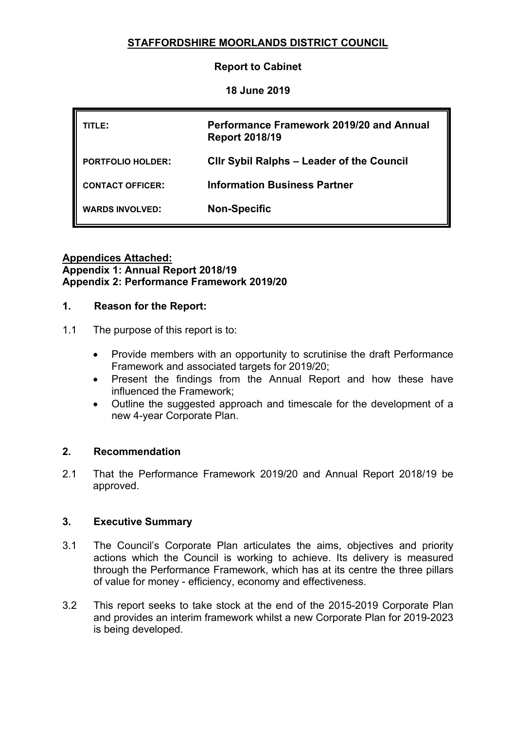# STAFFORDSHIRE MOORLANDS DISTRICT COUNCIL

**Report to Cabinet**

**18 June 2019**

| | |
|---|---|
| TITLE: | **Performance Framework 2019/20 and Annual Report 2018/19** |
| PORTFOLIO HOLDER: | **Cllr Sybil Ralphs – Leader of the Council** |
| CONTACT OFFICER: | **Information Business Partner** |
| WARDS INVOLVED: | **Non-Specific** |

**Appendices Attached:**
**Appendix 1: Annual Report 2018/19**
**Appendix 2: Performance Framework 2019/20**

## 1. Reason for the Report:

1.1 The purpose of this report is to:

- Provide members with an opportunity to scrutinise the draft Performance Framework and associated targets for 2019/20;
- Present the findings from the Annual Report and how these have influenced the Framework;
- Outline the suggested approach and timescale for the development of a new 4-year Corporate Plan.

## 2. Recommendation

2.1 That the Performance Framework 2019/20 and Annual Report 2018/19 be approved.

## 3. Executive Summary

3.1 The Council's Corporate Plan articulates the aims, objectives and priority actions which the Council is working to achieve. Its delivery is measured through the Performance Framework, which has at its centre the three pillars of value for money - efficiency, economy and effectiveness.

3.2 This report seeks to take stock at the end of the 2015-2019 Corporate Plan and provides an interim framework whilst a new Corporate Plan for 2019-2023 is being developed.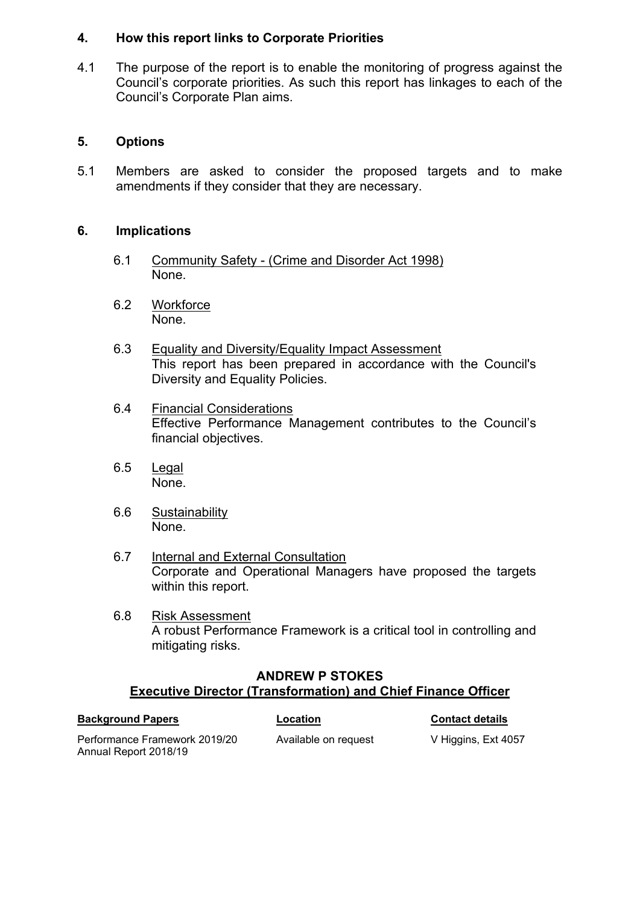## 4. How this report links to Corporate Priorities

4.1 The purpose of the report is to enable the monitoring of progress against the Council's corporate priorities. As such this report has linkages to each of the Council's Corporate Plan aims.

## 5. Options

5.1 Members are asked to consider the proposed targets and to make amendments if they consider that they are necessary.

## 6. Implications

6.1 Community Safety - (Crime and Disorder Act 1998)
None.

6.2 Workforce
None.

6.3 Equality and Diversity/Equality Impact Assessment
This report has been prepared in accordance with the Council's Diversity and Equality Policies.

6.4 Financial Considerations
Effective Performance Management contributes to the Council's financial objectives.

6.5 Legal
None.

6.6 Sustainability
None.

6.7 Internal and External Consultation
Corporate and Operational Managers have proposed the targets within this report.

6.8 Risk Assessment
A robust Performance Framework is a critical tool in controlling and mitigating risks.

**ANDREW P STOKES**
**Executive Director (Transformation) and Chief Finance Officer**

| Background Papers | Location | Contact details |
| --- | --- | --- |
| Performance Framework 2019/20 Annual Report 2018/19 | Available on request | V Higgins, Ext 4057 |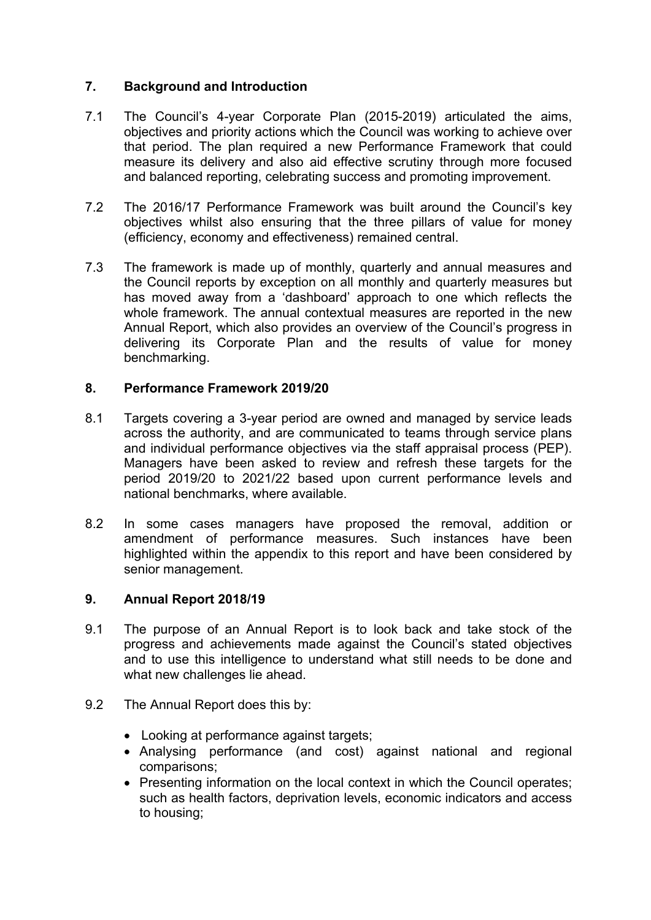## 7. Background and Introduction

7.1 The Council's 4-year Corporate Plan (2015-2019) articulated the aims, objectives and priority actions which the Council was working to achieve over that period. The plan required a new Performance Framework that could measure its delivery and also aid effective scrutiny through more focused and balanced reporting, celebrating success and promoting improvement.

7.2 The 2016/17 Performance Framework was built around the Council's key objectives whilst also ensuring that the three pillars of value for money (efficiency, economy and effectiveness) remained central.

7.3 The framework is made up of monthly, quarterly and annual measures and the Council reports by exception on all monthly and quarterly measures but has moved away from a 'dashboard' approach to one which reflects the whole framework. The annual contextual measures are reported in the new Annual Report, which also provides an overview of the Council's progress in delivering its Corporate Plan and the results of value for money benchmarking.

## 8. Performance Framework 2019/20

8.1 Targets covering a 3-year period are owned and managed by service leads across the authority, and are communicated to teams through service plans and individual performance objectives via the staff appraisal process (PEP). Managers have been asked to review and refresh these targets for the period 2019/20 to 2021/22 based upon current performance levels and national benchmarks, where available.

8.2 In some cases managers have proposed the removal, addition or amendment of performance measures. Such instances have been highlighted within the appendix to this report and have been considered by senior management.

## 9. Annual Report 2018/19

9.1 The purpose of an Annual Report is to look back and take stock of the progress and achievements made against the Council's stated objectives and to use this intelligence to understand what still needs to be done and what new challenges lie ahead.

9.2 The Annual Report does this by:

- Looking at performance against targets;
- Analysing performance (and cost) against national and regional comparisons;
- Presenting information on the local context in which the Council operates; such as health factors, deprivation levels, economic indicators and access to housing;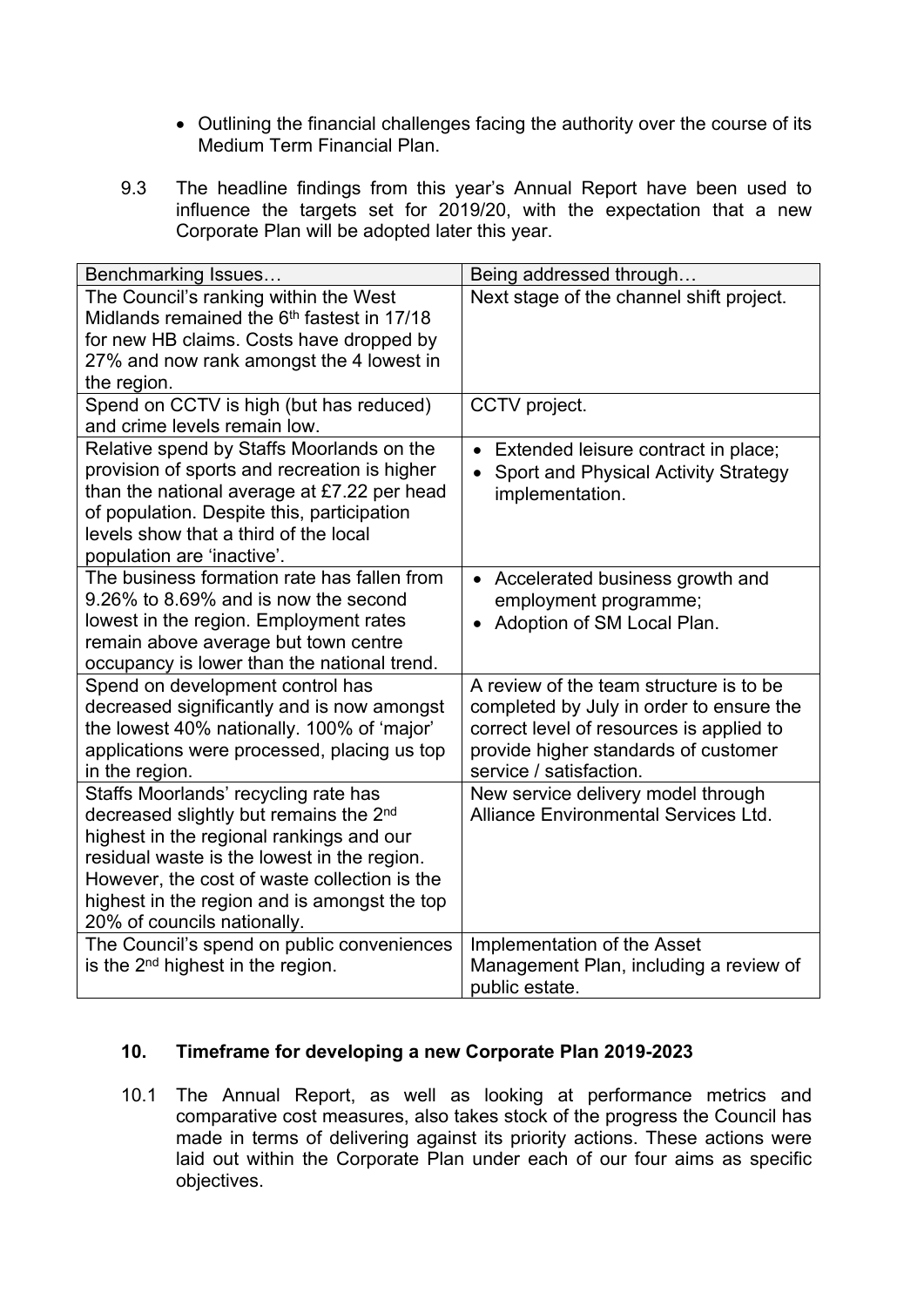- Outlining the financial challenges facing the authority over the course of its Medium Term Financial Plan.

9.3 The headline findings from this year's Annual Report have been used to influence the targets set for 2019/20, with the expectation that a new Corporate Plan will be adopted later this year.

| Benchmarking Issues… | Being addressed through… |
|---|---|
| The Council's ranking within the West Midlands remained the 6th fastest in 17/18 for new HB claims. Costs have dropped by 27% and now rank amongst the 4 lowest in the region. | Next stage of the channel shift project. |
| Spend on CCTV is high (but has reduced) and crime levels remain low. | CCTV project. |
| Relative spend by Staffs Moorlands on the provision of sports and recreation is higher than the national average at £7.22 per head of population. Despite this, participation levels show that a third of the local population are 'inactive'. | • Extended leisure contract in place; • Sport and Physical Activity Strategy implementation. |
| The business formation rate has fallen from 9.26% to 8.69% and is now the second lowest in the region. Employment rates remain above average but town centre occupancy is lower than the national trend. | • Accelerated business growth and employment programme; • Adoption of SM Local Plan. |
| Spend on development control has decreased significantly and is now amongst the lowest 40% nationally. 100% of 'major' applications were processed, placing us top in the region. | A review of the team structure is to be completed by July in order to ensure the correct level of resources is applied to provide higher standards of customer service / satisfaction. |
| Staffs Moorlands' recycling rate has decreased slightly but remains the 2nd highest in the regional rankings and our residual waste is the lowest in the region. However, the cost of waste collection is the highest in the region and is amongst the top 20% of councils nationally. | New service delivery model through Alliance Environmental Services Ltd. |
| The Council's spend on public conveniences is the 2nd highest in the region. | Implementation of the Asset Management Plan, including a review of public estate. |

## 10. Timeframe for developing a new Corporate Plan 2019-2023

10.1 The Annual Report, as well as looking at performance metrics and comparative cost measures, also takes stock of the progress the Council has made in terms of delivering against its priority actions. These actions were laid out within the Corporate Plan under each of our four aims as specific objectives.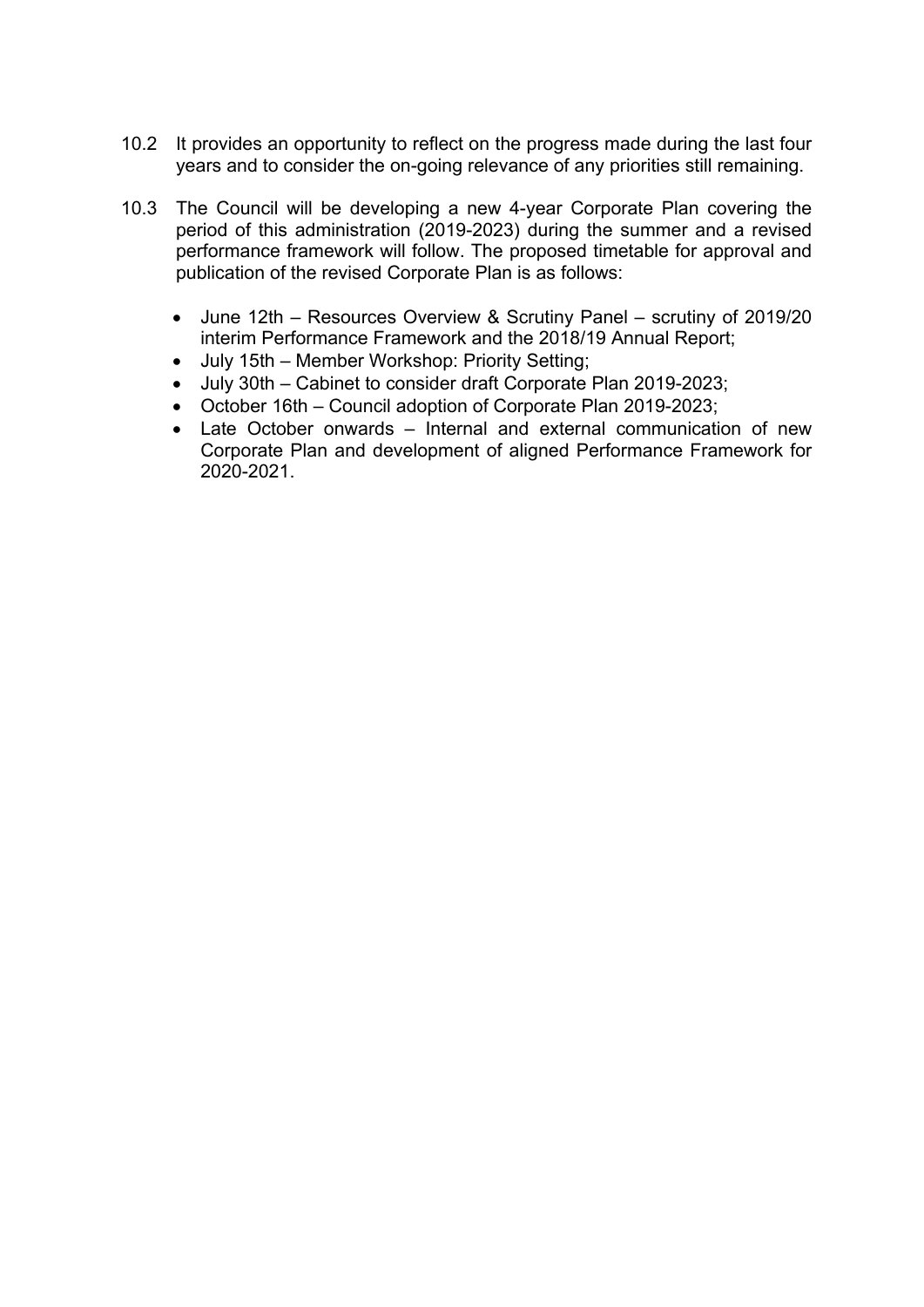10.2 It provides an opportunity to reflect on the progress made during the last four years and to consider the on-going relevance of any priorities still remaining.

10.3 The Council will be developing a new 4-year Corporate Plan covering the period of this administration (2019-2023) during the summer and a revised performance framework will follow. The proposed timetable for approval and publication of the revised Corporate Plan is as follows:

- June 12th – Resources Overview & Scrutiny Panel – scrutiny of 2019/20 interim Performance Framework and the 2018/19 Annual Report;
- July 15th – Member Workshop: Priority Setting;
- July 30th – Cabinet to consider draft Corporate Plan 2019-2023;
- October 16th – Council adoption of Corporate Plan 2019-2023;
- Late October onwards – Internal and external communication of new Corporate Plan and development of aligned Performance Framework for 2020-2021.